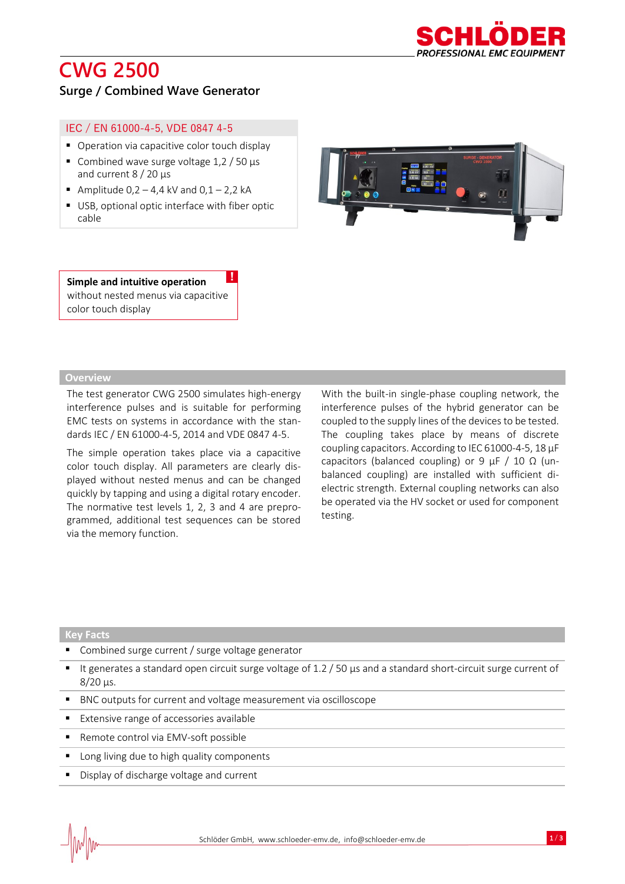# CWG 2500

## Surge / Combined Wave Generator

**IEC / EN 61000-4-5, VDE 0847 4-5**

- Operation via capacitive color touch display
- Combined wave surge voltage 1,2 / 50 µs and current 8 / 20 µs
- Amplitude 0,2 – 4,4 kV and 0,1 – 2,2 kA
- USB, optional optic interface with fiber optic cable

**Simple and intuitive operation**
without nested menus via capacitive color touch display

## Overview

The test generator CWG 2500 simulates high-energy interference pulses and is suitable for performing EMC tests on systems in accordance with the standards IEC / EN 61000-4-5, 2014 and VDE 0847 4-5.

The simple operation takes place via a capacitive color touch display. All parameters are clearly displayed without nested menus and can be changed quickly by tapping and using a digital rotary encoder. The normative test levels 1, 2, 3 and 4 are preprogrammed, additional test sequences can be stored via the memory function.

With the built-in single-phase coupling network, the interference pulses of the hybrid generator can be coupled to the supply lines of the devices to be tested. The coupling takes place by means of discrete coupling capacitors. According to IEC 61000-4-5, 18 µF capacitors (balanced coupling) or 9 µF / 10 Ω (unbalanced coupling) are installed with sufficient dielectric strength. External coupling networks can also be operated via the HV socket or used for component testing.

## Key Facts

- Combined surge current / surge voltage generator
- It generates a standard open circuit surge voltage of 1.2 / 50 µs and a standard short-circuit surge current of 8/20 µs.
- BNC outputs for current and voltage measurement via oscilloscope
- Extensive range of accessories available
- Remote control via EMV-soft possible
- Long living due to high quality components
- Display of discharge voltage and current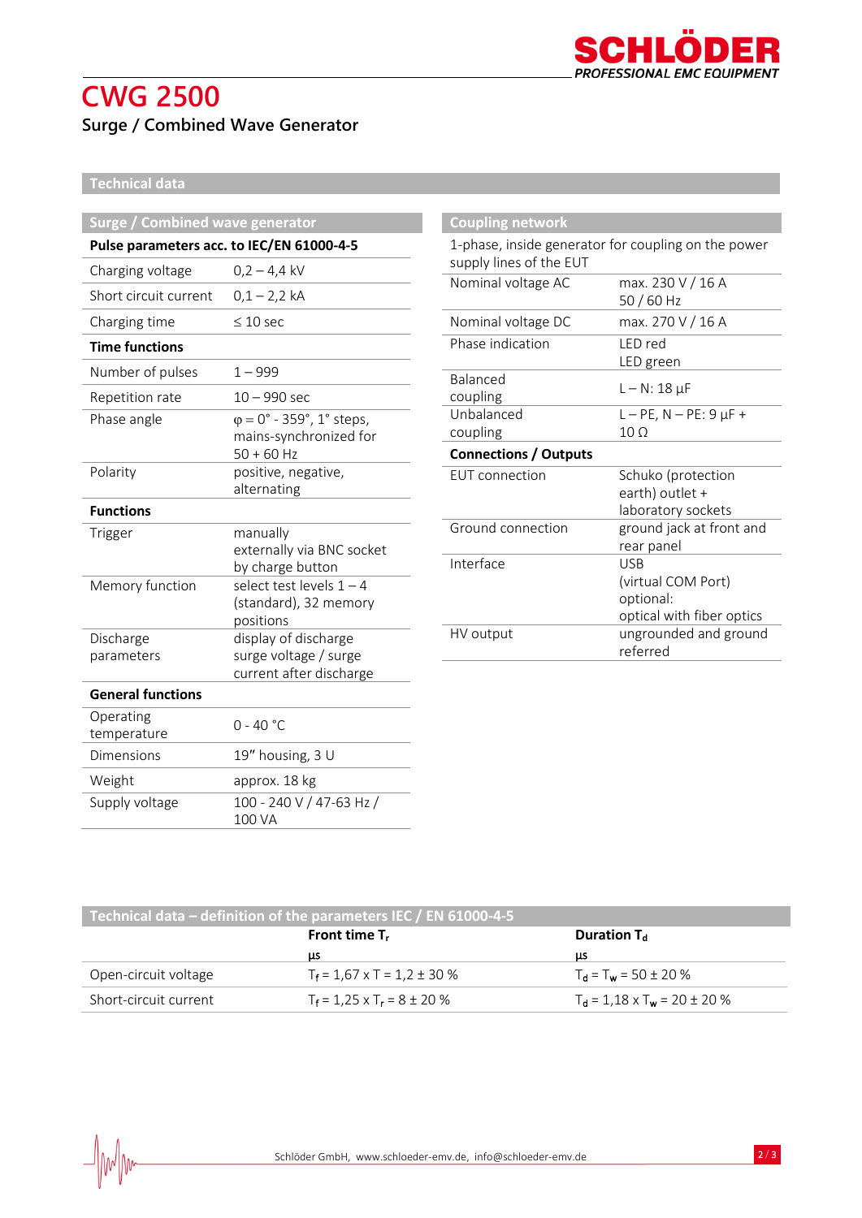# CWG 2500

## Surge / Combined Wave Generator

### Technical data

| Surge / Combined wave generator | |
|---|---|
| **Pulse parameters acc. to IEC/EN 61000-4-5** | |
| Charging voltage | 0,2 – 4,4 kV |
| Short circuit current | 0,1 – 2,2 kA |
| Charging time | ≤ 10 sec |
| **Time functions** | |
| Number of pulses | 1 – 999 |
| Repetition rate | 10 – 990 sec |
| Phase angle | φ = 0° - 359°, 1° steps, mains-synchronized for 50 + 60 Hz |
| Polarity | positive, negative, alternating |
| **Functions** | |
| Trigger | manually<br>externally via BNC socket<br>by charge button |
| Memory function | select test levels 1 – 4 (standard), 32 memory positions |
| Discharge parameters | display of discharge surge voltage / surge current after discharge |
| **General functions** | |
| Operating temperature | 0 - 40 °C |
| Dimensions | 19" housing, 3 U |
| Weight | approx. 18 kg |
| Supply voltage | 100 - 240 V / 47-63 Hz / 100 VA |

| Coupling network | |
|---|---|
| 1-phase, inside generator for coupling on the power supply lines of the EUT | |
| Nominal voltage AC | max. 230 V / 16 A<br>50 / 60 Hz |
| Nominal voltage DC | max. 270 V / 16 A |
| Phase indication | LED red<br>LED green |
| Balanced coupling | L – N: 18 µF |
| Unbalanced coupling | L – PE, N – PE: 9 µF + 10 Ω |
| **Connections / Outputs** | |
| EUT connection | Schuko (protection earth) outlet + laboratory sockets |
| Ground connection | ground jack at front and rear panel |
| Interface | USB<br>(virtual COM Port)<br>optional:<br>optical with fiber optics |
| HV output | ungrounded and ground referred |

### Technical data – definition of the parameters IEC / EN 61000-4-5

| | **Front time $T_r$**<br>µs | **Duration $T_d$**<br>µs |
|---|---|---|
| Open-circuit voltage | $T_f = 1{,}67 \times T = 1{,}2 \pm 30\ \%$ | $T_d = T_w = 50 \pm 20\ \%$ |
| Short-circuit current | $T_f = 1{,}25 \times T_r = 8 \pm 20\ \%$ | $T_d = 1{,}18 \times T_w = 20 \pm 20\ \%$ |

Schlöder GmbH, www.schloeder-emv.de, info@schloeder-emv.de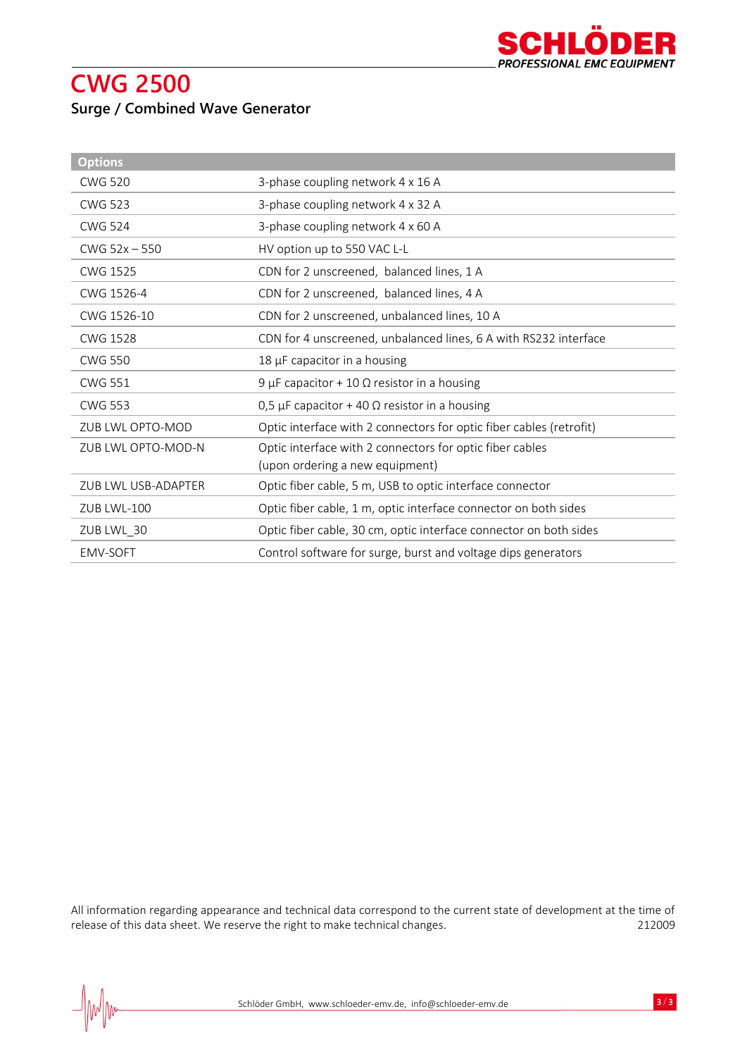# CWG 2500

## Surge / Combined Wave Generator

| Options | |
|---|---|
| CWG 520 | 3-phase coupling network 4 x 16 A |
| CWG 523 | 3-phase coupling network 4 x 32 A |
| CWG 524 | 3-phase coupling network 4 x 60 A |
| CWG 52x – 550 | HV option up to 550 VAC L-L |
| CWG 1525 | CDN for 2 unscreened, balanced lines, 1 A |
| CWG 1526-4 | CDN for 2 unscreened, balanced lines, 4 A |
| CWG 1526-10 | CDN for 2 unscreened, unbalanced lines, 10 A |
| CWG 1528 | CDN for 4 unscreened, unbalanced lines, 6 A with RS232 interface |
| CWG 550 | 18 µF capacitor in a housing |
| CWG 551 | 9 µF capacitor + 10 Ω resistor in a housing |
| CWG 553 | 0,5 µF capacitor + 40 Ω resistor in a housing |
| ZUB LWL OPTO-MOD | Optic interface with 2 connectors for optic fiber cables (retrofit) |
| ZUB LWL OPTO-MOD-N | Optic interface with 2 connectors for optic fiber cables (upon ordering a new equipment) |
| ZUB LWL USB-ADAPTER | Optic fiber cable, 5 m, USB to optic interface connector |
| ZUB LWL-100 | Optic fiber cable, 1 m, optic interface connector on both sides |
| ZUB LWL_30 | Optic fiber cable, 30 cm, optic interface connector on both sides |
| EMV-SOFT | Control software for surge, burst and voltage dips generators |

All information regarding appearance and technical data correspond to the current state of development at the time of release of this data sheet. We reserve the right to make technical changes. 212009